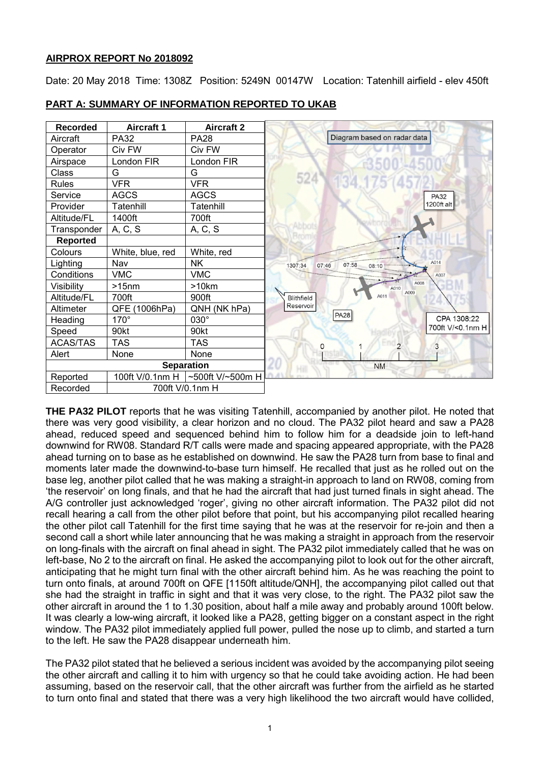**AIRPROX REPORT No 2018092**

Date: 20 May 2018 Time: 1308Z Position: 5249N 00147W Location: Tatenhill airfield - elev 450ft

**PART A: SUMMARY OF INFORMATION REPORTED TO UKAB**

| Recorded | Aircraft 1 | Aircraft 2 |
|---|---|---|
| Aircraft | PA32 | PA28 |
| Operator | Civ FW | Civ FW |
| Airspace | London FIR | London FIR |
| Class | G | G |
| Rules | VFR | VFR |
| Service | AGCS | AGCS |
| Provider | Tatenhill | Tatenhill |
| Altitude/FL | 1400ft | 700ft |
| Transponder | A, C, S | A, C, S |
| **Reported** | | |
| Colours | White, blue, red | White, red |
| Lighting | Nav | NK |
| Conditions | VMC | VMC |
| Visibility | >15nm | >10km |
| Altitude/FL | 700ft | 900ft |
| Altimeter | QFE (1006hPa) | QNH (NK hPa) |
| Heading | 170° | 030° |
| Speed | 90kt | 90kt |
| ACAS/TAS | TAS | TAS |
| Alert | None | None |
| **Separation** | | |
| Reported | 100ft V/0.1nm H | ~500ft V/~500m H |
| Recorded | 700ft V/0.1nm H | |

Diagram based on radar data

**THE PA32 PILOT** reports that he was visiting Tatenhill, accompanied by another pilot. He noted that there was very good visibility, a clear horizon and no cloud. The PA32 pilot heard and saw a PA28 ahead, reduced speed and sequenced behind him to follow him for a deadside join to left-hand downwind for RW08. Standard R/T calls were made and spacing appeared appropriate, with the PA28 ahead turning on to base as he established on downwind. He saw the PA28 turn from base to final and moments later made the downwind-to-base turn himself. He recalled that just as he rolled out on the base leg, another pilot called that he was making a straight-in approach to land on RW08, coming from 'the reservoir' on long finals, and that he had the aircraft that had just turned finals in sight ahead. The A/G controller just acknowledged 'roger', giving no other aircraft information. The PA32 pilot did not recall hearing a call from the other pilot before that point, but his accompanying pilot recalled hearing the other pilot call Tatenhill for the first time saying that he was at the reservoir for re-join and then a second call a short while later announcing that he was making a straight in approach from the reservoir on long-finals with the aircraft on final ahead in sight. The PA32 pilot immediately called that he was on left-base, No 2 to the aircraft on final. He asked the accompanying pilot to look out for the other aircraft, anticipating that he might turn final with the other aircraft behind him. As he was reaching the point to turn onto finals, at around 700ft on QFE [1150ft altitude/QNH], the accompanying pilot called out that she had the straight in traffic in sight and that it was very close, to the right. The PA32 pilot saw the other aircraft in around the 1 to 1.30 position, about half a mile away and probably around 100ft below. It was clearly a low-wing aircraft, it looked like a PA28, getting bigger on a constant aspect in the right window. The PA32 pilot immediately applied full power, pulled the nose up to climb, and started a turn to the left. He saw the PA28 disappear underneath him.

The PA32 pilot stated that he believed a serious incident was avoided by the accompanying pilot seeing the other aircraft and calling it to him with urgency so that he could take avoiding action. He had been assuming, based on the reservoir call, that the other aircraft was further from the airfield as he started to turn onto final and stated that there was a very high likelihood the two aircraft would have collided,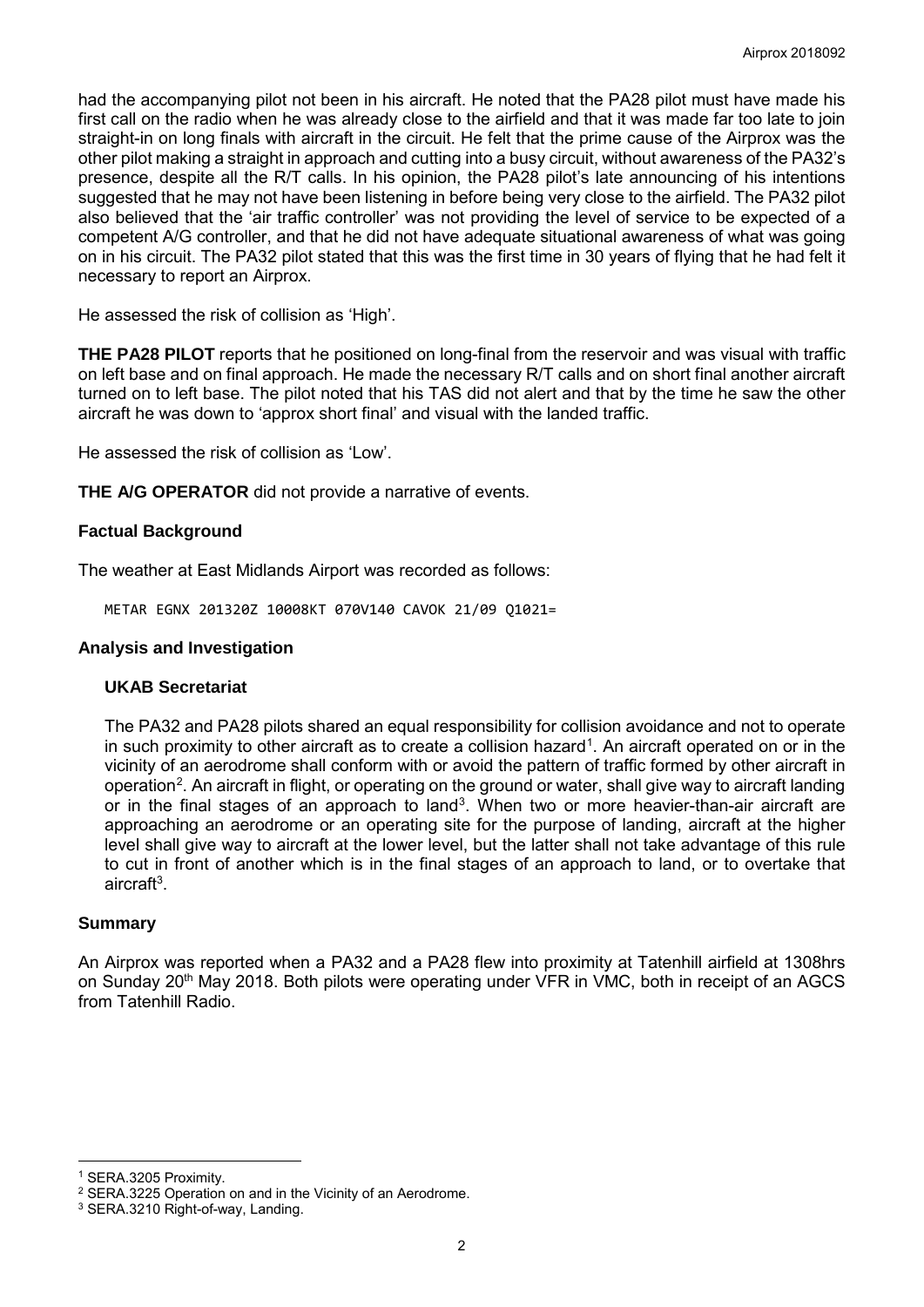had the accompanying pilot not been in his aircraft. He noted that the PA28 pilot must have made his first call on the radio when he was already close to the airfield and that it was made far too late to join straight-in on long finals with aircraft in the circuit. He felt that the prime cause of the Airprox was the other pilot making a straight in approach and cutting into a busy circuit, without awareness of the PA32's presence, despite all the R/T calls. In his opinion, the PA28 pilot's late announcing of his intentions suggested that he may not have been listening in before being very close to the airfield. The PA32 pilot also believed that the 'air traffic controller' was not providing the level of service to be expected of a competent A/G controller, and that he did not have adequate situational awareness of what was going on in his circuit. The PA32 pilot stated that this was the first time in 30 years of flying that he had felt it necessary to report an Airprox.

He assessed the risk of collision as 'High'.

**THE PA28 PILOT** reports that he positioned on long-final from the reservoir and was visual with traffic on left base and on final approach. He made the necessary R/T calls and on short final another aircraft turned on to left base. The pilot noted that his TAS did not alert and that by the time he saw the other aircraft he was down to 'approx short final' and visual with the landed traffic.

He assessed the risk of collision as 'Low'.

**THE A/G OPERATOR** did not provide a narrative of events.

## Factual Background

The weather at East Midlands Airport was recorded as follows:

```
METAR EGNX 201320Z 10008KT 070V140 CAVOK 21/09 Q1021=
```

## Analysis and Investigation

### UKAB Secretariat

The PA32 and PA28 pilots shared an equal responsibility for collision avoidance and not to operate in such proximity to other aircraft as to create a collision hazard[1]. An aircraft operated on or in the vicinity of an aerodrome shall conform with or avoid the pattern of traffic formed by other aircraft in operation[2]. An aircraft in flight, or operating on the ground or water, shall give way to aircraft landing or in the final stages of an approach to land[3]. When two or more heavier-than-air aircraft are approaching an aerodrome or an operating site for the purpose of landing, aircraft at the higher level shall give way to aircraft at the lower level, but the latter shall not take advantage of this rule to cut in front of another which is in the final stages of an approach to land, or to overtake that aircraft[3].

## Summary

An Airprox was reported when a PA32 and a PA28 flew into proximity at Tatenhill airfield at 1308hrs on Sunday 20th May 2018. Both pilots were operating under VFR in VMC, both in receipt of an AGCS from Tatenhill Radio.

---

[1] SERA.3205 Proximity.

[2] SERA.3225 Operation on and in the Vicinity of an Aerodrome.

[3] SERA.3210 Right-of-way, Landing.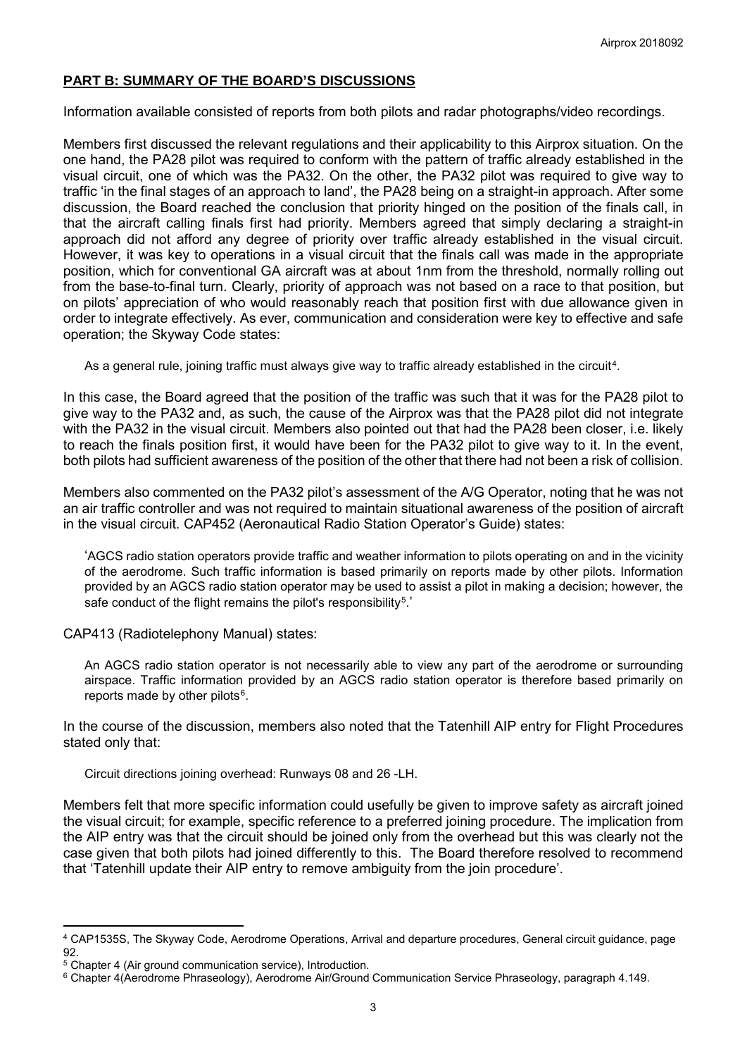## PART B: SUMMARY OF THE BOARD'S DISCUSSIONS

Information available consisted of reports from both pilots and radar photographs/video recordings.

Members first discussed the relevant regulations and their applicability to this Airprox situation. On the one hand, the PA28 pilot was required to conform with the pattern of traffic already established in the visual circuit, one of which was the PA32. On the other, the PA32 pilot was required to give way to traffic 'in the final stages of an approach to land', the PA28 being on a straight-in approach. After some discussion, the Board reached the conclusion that priority hinged on the position of the finals call, in that the aircraft calling finals first had priority. Members agreed that simply declaring a straight-in approach did not afford any degree of priority over traffic already established in the visual circuit. However, it was key to operations in a visual circuit that the finals call was made in the appropriate position, which for conventional GA aircraft was at about 1nm from the threshold, normally rolling out from the base-to-final turn. Clearly, priority of approach was not based on a race to that position, but on pilots' appreciation of who would reasonably reach that position first with due allowance given in order to integrate effectively. As ever, communication and consideration were key to effective and safe operation; the Skyway Code states:

> As a general rule, joining traffic must always give way to traffic already established in the circuit[4].

In this case, the Board agreed that the position of the traffic was such that it was for the PA28 pilot to give way to the PA32 and, as such, the cause of the Airprox was that the PA28 pilot did not integrate with the PA32 in the visual circuit. Members also pointed out that had the PA28 been closer, i.e. likely to reach the finals position first, it would have been for the PA32 pilot to give way to it. In the event, both pilots had sufficient awareness of the position of the other that there had not been a risk of collision.

Members also commented on the PA32 pilot's assessment of the A/G Operator, noting that he was not an air traffic controller and was not required to maintain situational awareness of the position of aircraft in the visual circuit. CAP452 (Aeronautical Radio Station Operator's Guide) states:

> 'AGCS radio station operators provide traffic and weather information to pilots operating on and in the vicinity of the aerodrome. Such traffic information is based primarily on reports made by other pilots. Information provided by an AGCS radio station operator may be used to assist a pilot in making a decision; however, the safe conduct of the flight remains the pilot's responsibility[5].'

CAP413 (Radiotelephony Manual) states:

> An AGCS radio station operator is not necessarily able to view any part of the aerodrome or surrounding airspace. Traffic information provided by an AGCS radio station operator is therefore based primarily on reports made by other pilots[6].

In the course of the discussion, members also noted that the Tatenhill AIP entry for Flight Procedures stated only that:

> Circuit directions joining overhead: Runways 08 and 26 -LH.

Members felt that more specific information could usefully be given to improve safety as aircraft joined the visual circuit; for example, specific reference to a preferred joining procedure. The implication from the AIP entry was that the circuit should be joined only from the overhead but this was clearly not the case given that both pilots had joined differently to this. The Board therefore resolved to recommend that 'Tatenhill update their AIP entry to remove ambiguity from the join procedure'.

---

[4] CAP1535S, The Skyway Code, Aerodrome Operations, Arrival and departure procedures, General circuit guidance, page 92.

[5] Chapter 4 (Air ground communication service), Introduction.

[6] Chapter 4(Aerodrome Phraseology), Aerodrome Air/Ground Communication Service Phraseology, paragraph 4.149.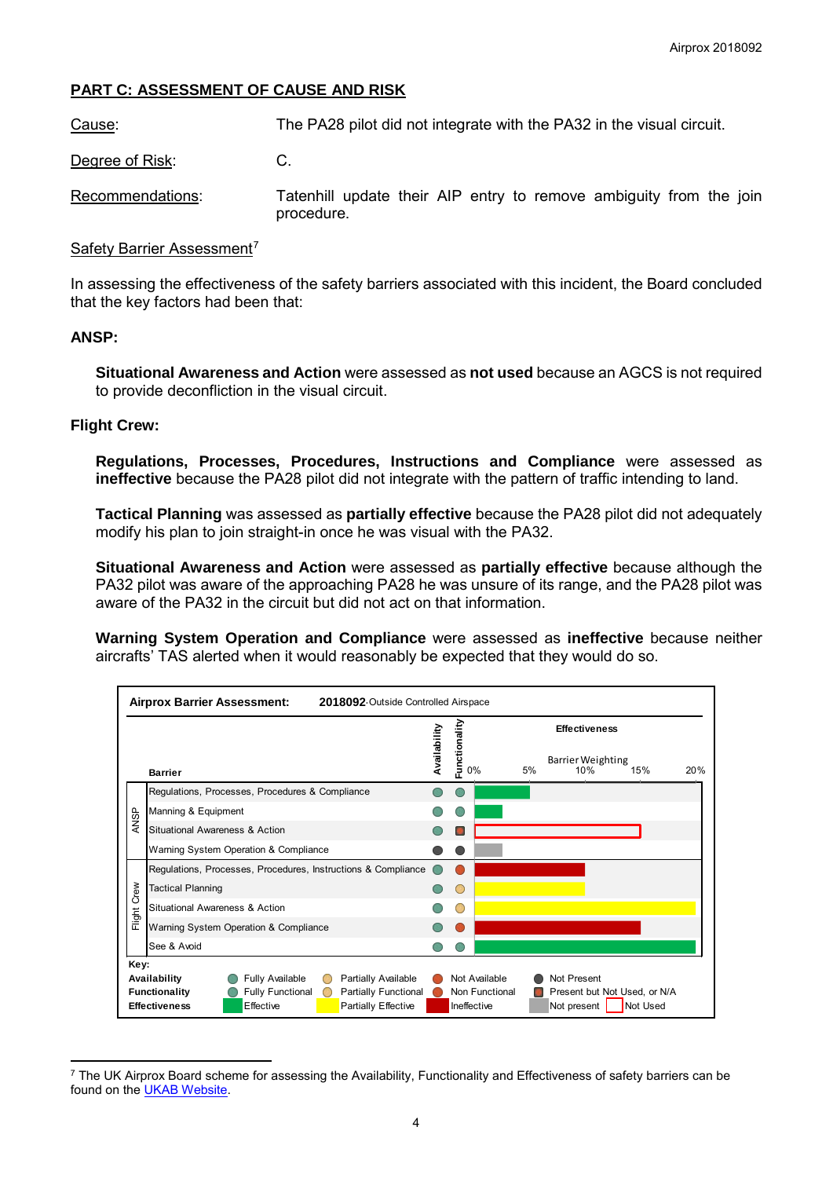## PART C: ASSESSMENT OF CAUSE AND RISK

Cause: The PA28 pilot did not integrate with the PA32 in the visual circuit.

Degree of Risk: C.

Recommendations: Tatenhill update their AIP entry to remove ambiguity from the join procedure.

Safety Barrier Assessment[7]

In assessing the effectiveness of the safety barriers associated with this incident, the Board concluded that the key factors had been that:

**ANSP:**

**Situational Awareness and Action** were assessed as **not used** because an AGCS is not required to provide deconfliction in the visual circuit.

**Flight Crew:**

**Regulations, Processes, Procedures, Instructions and Compliance** were assessed as **ineffective** because the PA28 pilot did not integrate with the pattern of traffic intending to land.

**Tactical Planning** was assessed as **partially effective** because the PA28 pilot did not adequately modify his plan to join straight-in once he was visual with the PA32.

**Situational Awareness and Action** were assessed as **partially effective** because although the PA32 pilot was aware of the approaching PA28 he was unsure of its range, and the PA28 pilot was aware of the PA32 in the circuit but did not act on that information.

**Warning System Operation and Compliance** were assessed as **ineffective** because neither aircrafts' TAS alerted when it would reasonably be expected that they would do so.

Airprox Barrier Assessment: 2018092 Outside Controlled Airspace

Barrier | Availability | Functionality | Effectiveness | Barrier Weighting

0% 5% 10% 15% 20%

ANSP
Regulations, Processes, Procedures & Compliance
Manning & Equipment
Situational Awareness & Action
Warning System Operation & Compliance

Flight Crew
Regulations, Processes, Procedures, Instructions & Compliance
Tactical Planning
Situational Awareness & Action
Warning System Operation & Compliance
See & Avoid

Key:
Availability: Fully Available, Partially Available, Not Available, Not Present
Functionality: Fully Functional, Partially Functional, Non Functional, Present but Not Used, or N/A
Effectiveness: Effective, Partially Effective, Ineffective, Not present, Not Used

---

[7] The UK Airprox Board scheme for assessing the Availability, Functionality and Effectiveness of safety barriers can be found on the UKAB Website.